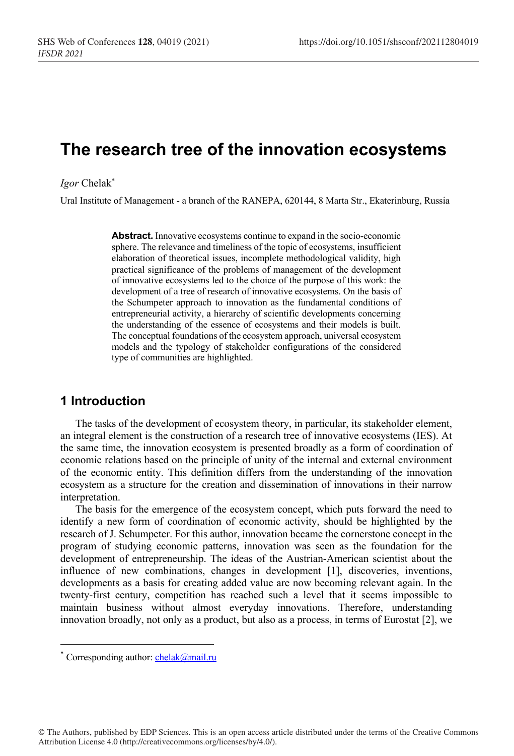# The research tree of the innovation ecosystems

*Igor* Chelak[*]

Ural Institute of Management - a branch of the RANEPA, 620144, 8 Marta Str., Ekaterinburg, Russia

**Abstract.** Innovative ecosystems continue to expand in the socio-economic sphere. The relevance and timeliness of the topic of ecosystems, insufficient elaboration of theoretical issues, incomplete methodological validity, high practical significance of the problems of management of the development of innovative ecosystems led to the choice of the purpose of this work: the development of a tree of research of innovative ecosystems. On the basis of the Schumpeter approach to innovation as the fundamental conditions of entrepreneurial activity, a hierarchy of scientific developments concerning the understanding of the essence of ecosystems and their models is built. The conceptual foundations of the ecosystem approach, universal ecosystem models and the typology of stakeholder configurations of the considered type of communities are highlighted.

## 1 Introduction

The tasks of the development of ecosystem theory, in particular, its stakeholder element, an integral element is the construction of a research tree of innovative ecosystems (IES). At the same time, the innovation ecosystem is presented broadly as a form of coordination of economic relations based on the principle of unity of the internal and external environment of the economic entity. This definition differs from the understanding of the innovation ecosystem as a structure for the creation and dissemination of innovations in their narrow interpretation.

The basis for the emergence of the ecosystem concept, which puts forward the need to identify a new form of coordination of economic activity, should be highlighted by the research of J. Schumpeter. For this author, innovation became the cornerstone concept in the program of studying economic patterns, innovation was seen as the foundation for the development of entrepreneurship. The ideas of the Austrian-American scientist about the influence of new combinations, changes in development [1], discoveries, inventions, developments as a basis for creating added value are now becoming relevant again. In the twenty-first century, competition has reached such a level that it seems impossible to maintain business without almost everyday innovations. Therefore, understanding innovation broadly, not only as a product, but also as a process, in terms of Eurostat [2], we

[*] Corresponding author: chelak@mail.ru

© The Authors, published by EDP Sciences. This is an open access article distributed under the terms of the Creative Commons Attribution License 4.0 (http://creativecommons.org/licenses/by/4.0/).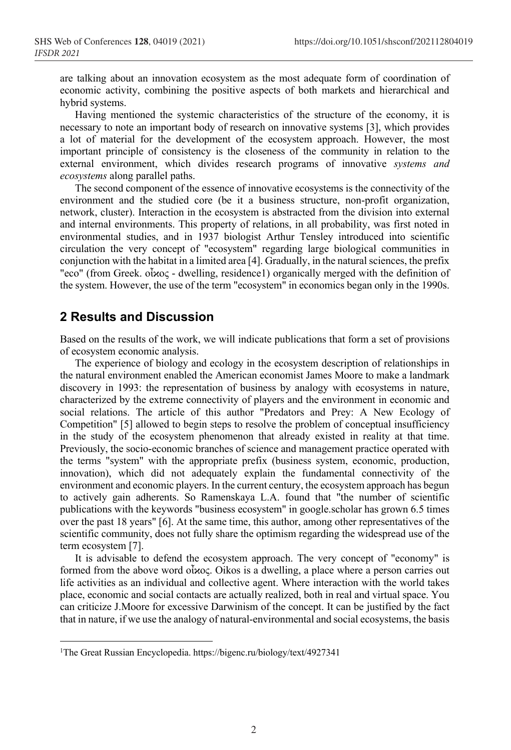are talking about an innovation ecosystem as the most adequate form of coordination of economic activity, combining the positive aspects of both markets and hierarchical and hybrid systems.

Having mentioned the systemic characteristics of the structure of the economy, it is necessary to note an important body of research on innovative systems [3], which provides a lot of material for the development of the ecosystem approach. However, the most important principle of consistency is the closeness of the community in relation to the external environment, which divides research programs of innovative *systems and ecosystems* along parallel paths.

The second component of the essence of innovative ecosystems is the connectivity of the environment and the studied core (be it a business structure, non-profit organization, network, cluster). Interaction in the ecosystem is abstracted from the division into external and internal environments. This property of relations, in all probability, was first noted in environmental studies, and in 1937 biologist Arthur Tensley introduced into scientific circulation the very concept of "ecosystem" regarding large biological communities in conjunction with the habitat in a limited area [4]. Gradually, in the natural sciences, the prefix "eco" (from Greek. οἶκος - dwelling, residence[1]) organically merged with the definition of the system. However, the use of the term "ecosystem" in economics began only in the 1990s.

## 2 Results and Discussion

Based on the results of the work, we will indicate publications that form a set of provisions of ecosystem economic analysis.

The experience of biology and ecology in the ecosystem description of relationships in the natural environment enabled the American economist James Moore to make a landmark discovery in 1993: the representation of business by analogy with ecosystems in nature, characterized by the extreme connectivity of players and the environment in economic and social relations. The article of this author "Predators and Prey: A New Ecology of Competition" [5] allowed to begin steps to resolve the problem of conceptual insufficiency in the study of the ecosystem phenomenon that already existed in reality at that time. Previously, the socio-economic branches of science and management practice operated with the terms "system" with the appropriate prefix (business system, economic, production, innovation), which did not adequately explain the fundamental connectivity of the environment and economic players. In the current century, the ecosystem approach has begun to actively gain adherents. So Ramenskaya L.A. found that "the number of scientific publications with the keywords "business ecosystem" in google.scholar has grown 6.5 times over the past 18 years" [6]. At the same time, this author, among other representatives of the scientific community, does not fully share the optimism regarding the widespread use of the term ecosystem [7].

It is advisable to defend the ecosystem approach. The very concept of "economy" is formed from the above word οἶκος. Oikos is a dwelling, a place where a person carries out life activities as an individual and collective agent. Where interaction with the world takes place, economic and social contacts are actually realized, both in real and virtual space. You can criticize J.Moore for excessive Darwinism of the concept. It can be justified by the fact that in nature, if we use the analogy of natural-environmental and social ecosystems, the basis

[1]The Great Russian Encyclopedia. https://bigenc.ru/biology/text/4927341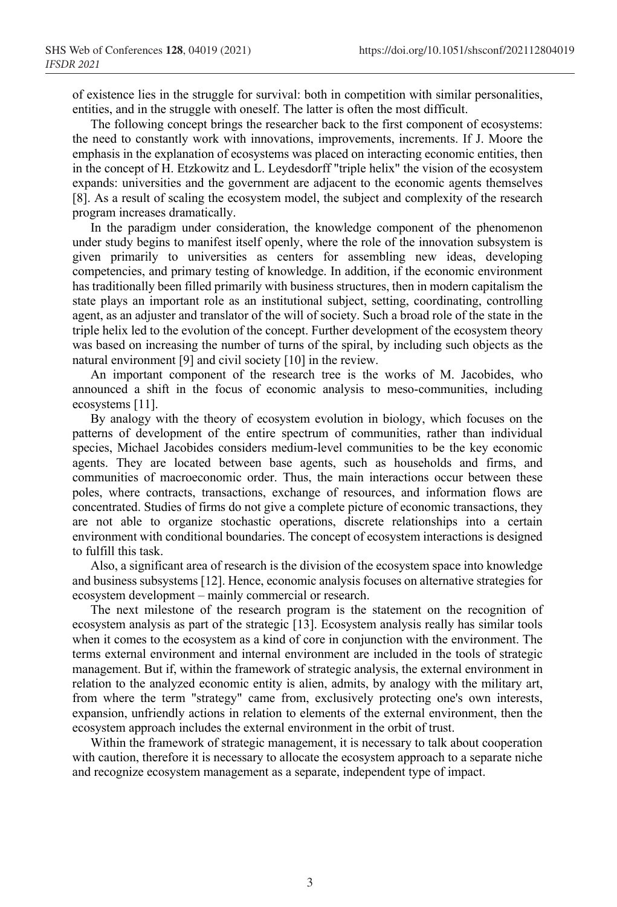of existence lies in the struggle for survival: both in competition with similar personalities, entities, and in the struggle with oneself. The latter is often the most difficult.

The following concept brings the researcher back to the first component of ecosystems: the need to constantly work with innovations, improvements, increments. If J. Moore the emphasis in the explanation of ecosystems was placed on interacting economic entities, then in the concept of H. Etzkowitz and L. Leydesdorff "triple helix" the vision of the ecosystem expands: universities and the government are adjacent to the economic agents themselves [8]. As a result of scaling the ecosystem model, the subject and complexity of the research program increases dramatically.

In the paradigm under consideration, the knowledge component of the phenomenon under study begins to manifest itself openly, where the role of the innovation subsystem is given primarily to universities as centers for assembling new ideas, developing competencies, and primary testing of knowledge. In addition, if the economic environment has traditionally been filled primarily with business structures, then in modern capitalism the state plays an important role as an institutional subject, setting, coordinating, controlling agent, as an adjuster and translator of the will of society. Such a broad role of the state in the triple helix led to the evolution of the concept. Further development of the ecosystem theory was based on increasing the number of turns of the spiral, by including such objects as the natural environment [9] and civil society [10] in the review.

An important component of the research tree is the works of M. Jacobides, who announced a shift in the focus of economic analysis to meso-communities, including ecosystems [11].

By analogy with the theory of ecosystem evolution in biology, which focuses on the patterns of development of the entire spectrum of communities, rather than individual species, Michael Jacobides considers medium-level communities to be the key economic agents. They are located between base agents, such as households and firms, and communities of macroeconomic order. Thus, the main interactions occur between these poles, where contracts, transactions, exchange of resources, and information flows are concentrated. Studies of firms do not give a complete picture of economic transactions, they are not able to organize stochastic operations, discrete relationships into a certain environment with conditional boundaries. The concept of ecosystem interactions is designed to fulfill this task.

Also, a significant area of research is the division of the ecosystem space into knowledge and business subsystems [12]. Hence, economic analysis focuses on alternative strategies for ecosystem development – mainly commercial or research.

The next milestone of the research program is the statement on the recognition of ecosystem analysis as part of the strategic [13]. Ecosystem analysis really has similar tools when it comes to the ecosystem as a kind of core in conjunction with the environment. The terms external environment and internal environment are included in the tools of strategic management. But if, within the framework of strategic analysis, the external environment in relation to the analyzed economic entity is alien, admits, by analogy with the military art, from where the term "strategy" came from, exclusively protecting one's own interests, expansion, unfriendly actions in relation to elements of the external environment, then the ecosystem approach includes the external environment in the orbit of trust.

Within the framework of strategic management, it is necessary to talk about cooperation with caution, therefore it is necessary to allocate the ecosystem approach to a separate niche and recognize ecosystem management as a separate, independent type of impact.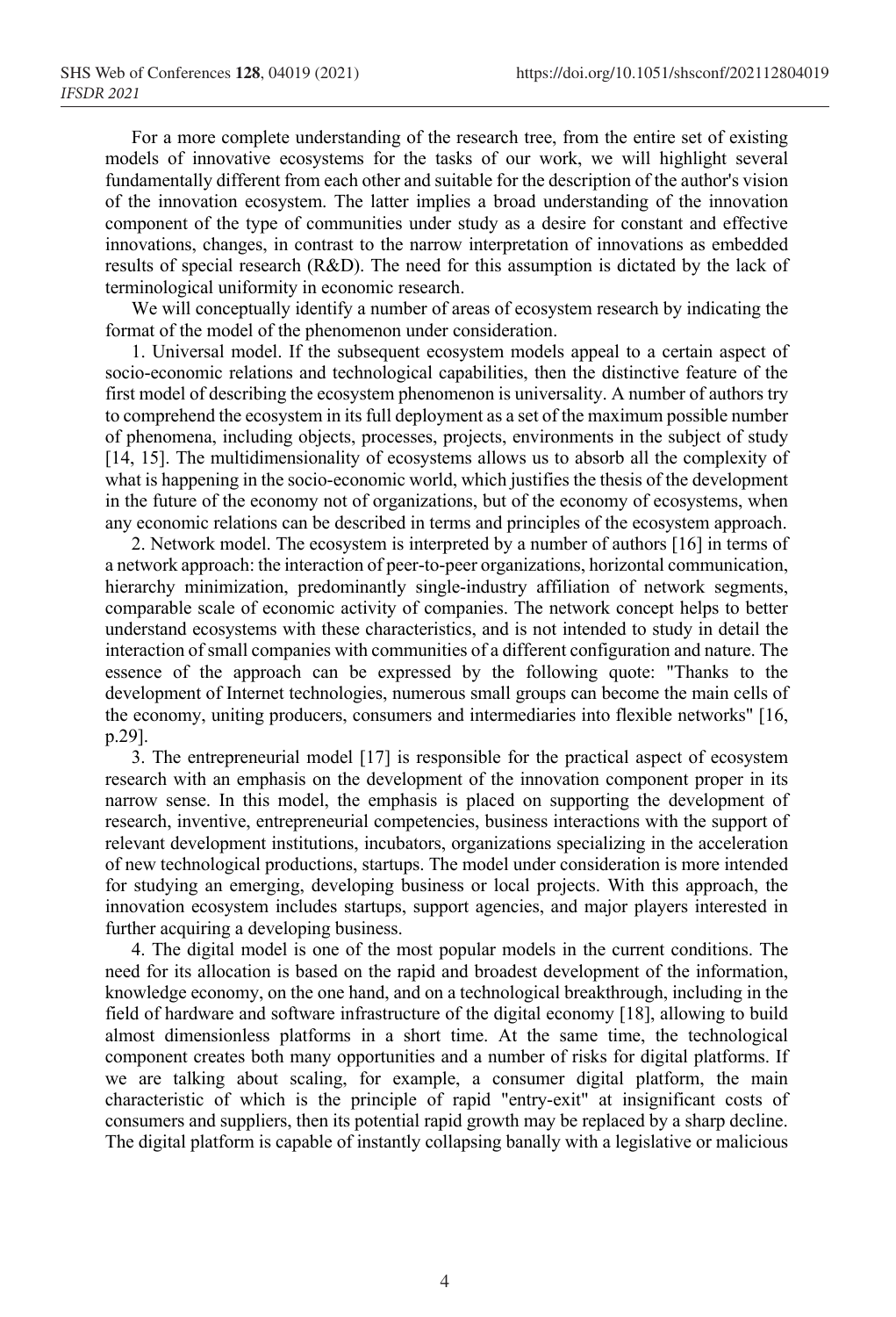For a more complete understanding of the research tree, from the entire set of existing models of innovative ecosystems for the tasks of our work, we will highlight several fundamentally different from each other and suitable for the description of the author's vision of the innovation ecosystem. The latter implies a broad understanding of the innovation component of the type of communities under study as a desire for constant and effective innovations, changes, in contrast to the narrow interpretation of innovations as embedded results of special research (R&D). The need for this assumption is dictated by the lack of terminological uniformity in economic research.

We will conceptually identify a number of areas of ecosystem research by indicating the format of the model of the phenomenon under consideration.

1. Universal model. If the subsequent ecosystem models appeal to a certain aspect of socio-economic relations and technological capabilities, then the distinctive feature of the first model of describing the ecosystem phenomenon is universality. A number of authors try to comprehend the ecosystem in its full deployment as a set of the maximum possible number of phenomena, including objects, processes, projects, environments in the subject of study [14, 15]. The multidimensionality of ecosystems allows us to absorb all the complexity of what is happening in the socio-economic world, which justifies the thesis of the development in the future of the economy not of organizations, but of the economy of ecosystems, when any economic relations can be described in terms and principles of the ecosystem approach.

2. Network model. The ecosystem is interpreted by a number of authors [16] in terms of a network approach: the interaction of peer-to-peer organizations, horizontal communication, hierarchy minimization, predominantly single-industry affiliation of network segments, comparable scale of economic activity of companies. The network concept helps to better understand ecosystems with these characteristics, and is not intended to study in detail the interaction of small companies with communities of a different configuration and nature. The essence of the approach can be expressed by the following quote: "Thanks to the development of Internet technologies, numerous small groups can become the main cells of the economy, uniting producers, consumers and intermediaries into flexible networks" [16, p.29].

3. The entrepreneurial model [17] is responsible for the practical aspect of ecosystem research with an emphasis on the development of the innovation component proper in its narrow sense. In this model, the emphasis is placed on supporting the development of research, inventive, entrepreneurial competencies, business interactions with the support of relevant development institutions, incubators, organizations specializing in the acceleration of new technological productions, startups. The model under consideration is more intended for studying an emerging, developing business or local projects. With this approach, the innovation ecosystem includes startups, support agencies, and major players interested in further acquiring a developing business.

4. The digital model is one of the most popular models in the current conditions. The need for its allocation is based on the rapid and broadest development of the information, knowledge economy, on the one hand, and on a technological breakthrough, including in the field of hardware and software infrastructure of the digital economy [18], allowing to build almost dimensionless platforms in a short time. At the same time, the technological component creates both many opportunities and a number of risks for digital platforms. If we are talking about scaling, for example, a consumer digital platform, the main characteristic of which is the principle of rapid "entry-exit" at insignificant costs of consumers and suppliers, then its potential rapid growth may be replaced by a sharp decline. The digital platform is capable of instantly collapsing banally with a legislative or malicious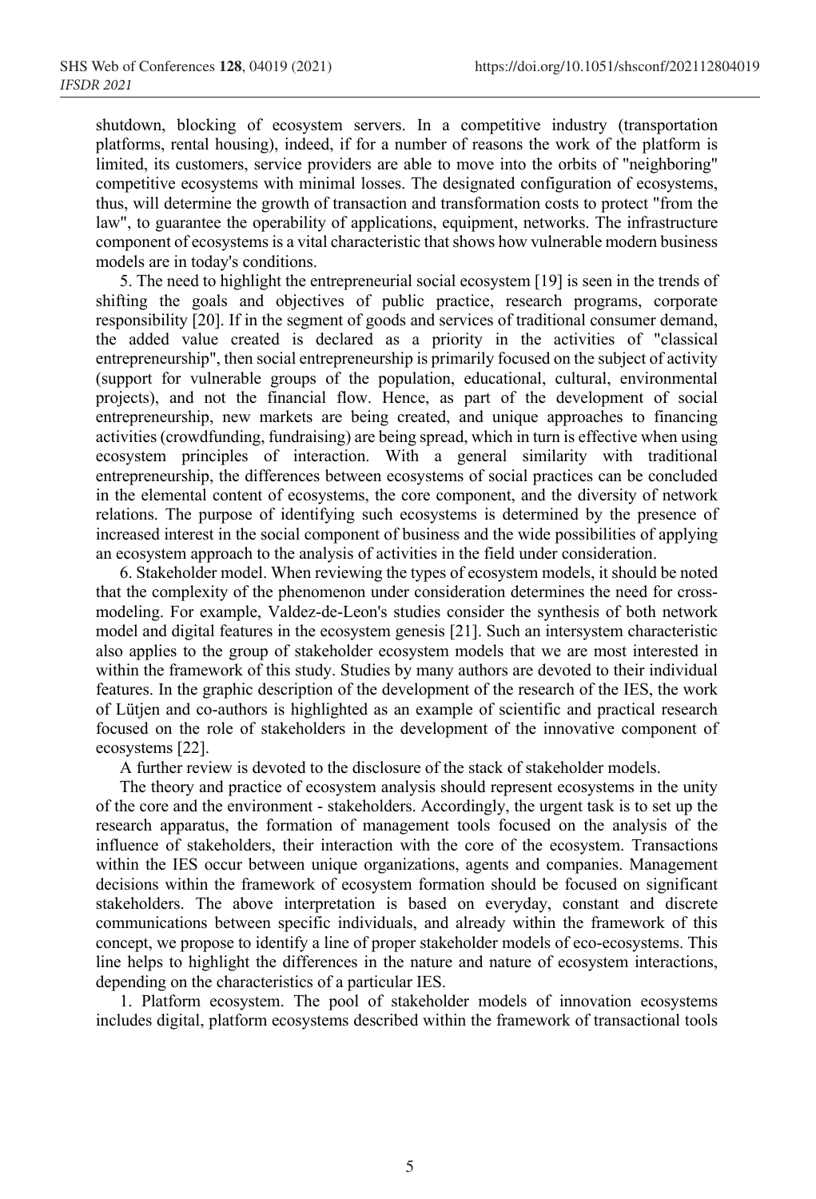shutdown, blocking of ecosystem servers. In a competitive industry (transportation platforms, rental housing), indeed, if for a number of reasons the work of the platform is limited, its customers, service providers are able to move into the orbits of "neighboring" competitive ecosystems with minimal losses. The designated configuration of ecosystems, thus, will determine the growth of transaction and transformation costs to protect "from the law", to guarantee the operability of applications, equipment, networks. The infrastructure component of ecosystems is a vital characteristic that shows how vulnerable modern business models are in today's conditions.

5. The need to highlight the entrepreneurial social ecosystem [19] is seen in the trends of shifting the goals and objectives of public practice, research programs, corporate responsibility [20]. If in the segment of goods and services of traditional consumer demand, the added value created is declared as a priority in the activities of "classical entrepreneurship", then social entrepreneurship is primarily focused on the subject of activity (support for vulnerable groups of the population, educational, cultural, environmental projects), and not the financial flow. Hence, as part of the development of social entrepreneurship, new markets are being created, and unique approaches to financing activities (crowdfunding, fundraising) are being spread, which in turn is effective when using ecosystem principles of interaction. With a general similarity with traditional entrepreneurship, the differences between ecosystems of social practices can be concluded in the elemental content of ecosystems, the core component, and the diversity of network relations. The purpose of identifying such ecosystems is determined by the presence of increased interest in the social component of business and the wide possibilities of applying an ecosystem approach to the analysis of activities in the field under consideration.

6. Stakeholder model. When reviewing the types of ecosystem models, it should be noted that the complexity of the phenomenon under consideration determines the need for cross-modeling. For example, Valdez-de-Leon's studies consider the synthesis of both network model and digital features in the ecosystem genesis [21]. Such an intersystem characteristic also applies to the group of stakeholder ecosystem models that we are most interested in within the framework of this study. Studies by many authors are devoted to their individual features. In the graphic description of the development of the research of the IES, the work of Lütjen and co-authors is highlighted as an example of scientific and practical research focused on the role of stakeholders in the development of the innovative component of ecosystems [22].

A further review is devoted to the disclosure of the stack of stakeholder models.

The theory and practice of ecosystem analysis should represent ecosystems in the unity of the core and the environment - stakeholders. Accordingly, the urgent task is to set up the research apparatus, the formation of management tools focused on the analysis of the influence of stakeholders, their interaction with the core of the ecosystem. Transactions within the IES occur between unique organizations, agents and companies. Management decisions within the framework of ecosystem formation should be focused on significant stakeholders. The above interpretation is based on everyday, constant and discrete communications between specific individuals, and already within the framework of this concept, we propose to identify a line of proper stakeholder models of eco-ecosystems. This line helps to highlight the differences in the nature and nature of ecosystem interactions, depending on the characteristics of a particular IES.

1. Platform ecosystem. The pool of stakeholder models of innovation ecosystems includes digital, platform ecosystems described within the framework of transactional tools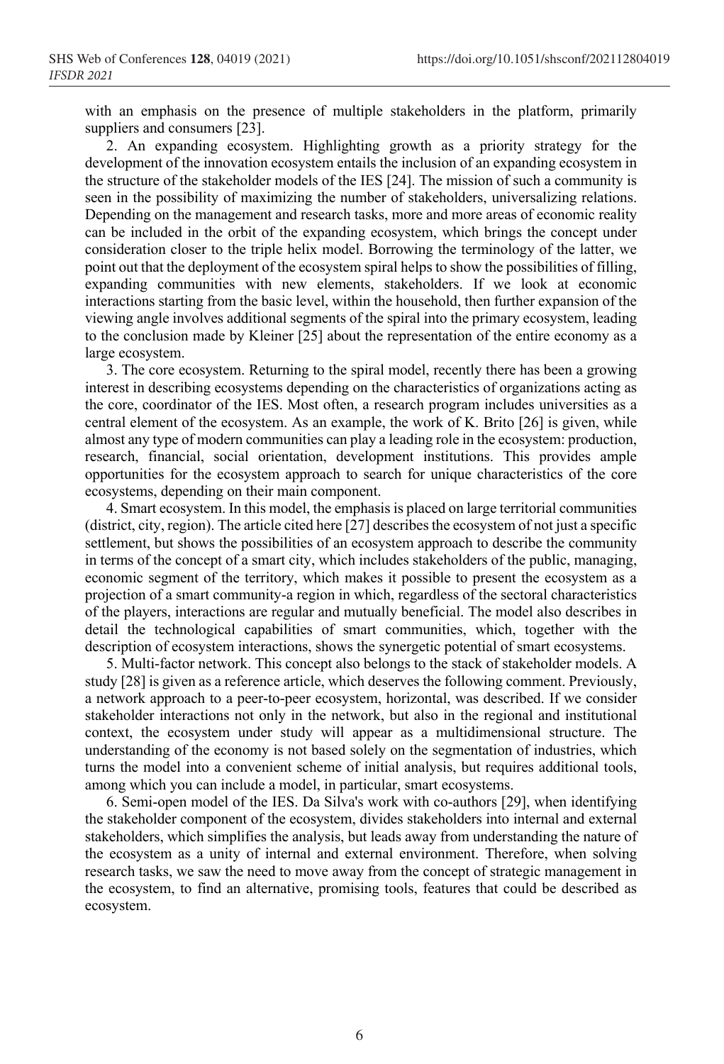with an emphasis on the presence of multiple stakeholders in the platform, primarily suppliers and consumers [23].

2. An expanding ecosystem. Highlighting growth as a priority strategy for the development of the innovation ecosystem entails the inclusion of an expanding ecosystem in the structure of the stakeholder models of the IES [24]. The mission of such a community is seen in the possibility of maximizing the number of stakeholders, universalizing relations. Depending on the management and research tasks, more and more areas of economic reality can be included in the orbit of the expanding ecosystem, which brings the concept under consideration closer to the triple helix model. Borrowing the terminology of the latter, we point out that the deployment of the ecosystem spiral helps to show the possibilities of filling, expanding communities with new elements, stakeholders. If we look at economic interactions starting from the basic level, within the household, then further expansion of the viewing angle involves additional segments of the spiral into the primary ecosystem, leading to the conclusion made by Kleiner [25] about the representation of the entire economy as a large ecosystem.

3. The core ecosystem. Returning to the spiral model, recently there has been a growing interest in describing ecosystems depending on the characteristics of organizations acting as the core, coordinator of the IES. Most often, a research program includes universities as a central element of the ecosystem. As an example, the work of K. Brito [26] is given, while almost any type of modern communities can play a leading role in the ecosystem: production, research, financial, social orientation, development institutions. This provides ample opportunities for the ecosystem approach to search for unique characteristics of the core ecosystems, depending on their main component.

4. Smart ecosystem. In this model, the emphasis is placed on large territorial communities (district, city, region). The article cited here [27] describes the ecosystem of not just a specific settlement, but shows the possibilities of an ecosystem approach to describe the community in terms of the concept of a smart city, which includes stakeholders of the public, managing, economic segment of the territory, which makes it possible to present the ecosystem as a projection of a smart community-a region in which, regardless of the sectoral characteristics of the players, interactions are regular and mutually beneficial. The model also describes in detail the technological capabilities of smart communities, which, together with the description of ecosystem interactions, shows the synergetic potential of smart ecosystems.

5. Multi-factor network. This concept also belongs to the stack of stakeholder models. A study [28] is given as a reference article, which deserves the following comment. Previously, a network approach to a peer-to-peer ecosystem, horizontal, was described. If we consider stakeholder interactions not only in the network, but also in the regional and institutional context, the ecosystem under study will appear as a multidimensional structure. The understanding of the economy is not based solely on the segmentation of industries, which turns the model into a convenient scheme of initial analysis, but requires additional tools, among which you can include a model, in particular, smart ecosystems.

6. Semi-open model of the IES. Da Silva's work with co-authors [29], when identifying the stakeholder component of the ecosystem, divides stakeholders into internal and external stakeholders, which simplifies the analysis, but leads away from understanding the nature of the ecosystem as a unity of internal and external environment. Therefore, when solving research tasks, we saw the need to move away from the concept of strategic management in the ecosystem, to find an alternative, promising tools, features that could be described as ecosystem.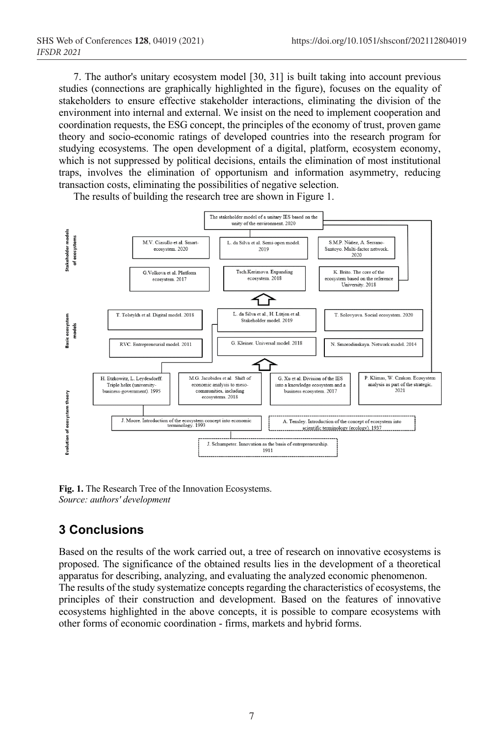7. The author's unitary ecosystem model [30, 31] is built taking into account previous studies (connections are graphically highlighted in the figure), focuses on the equality of stakeholders to ensure effective stakeholder interactions, eliminating the division of the environment into internal and external. We insist on the need to implement cooperation and coordination requests, the ESG concept, the principles of the economy of trust, proven game theory and socio-economic ratings of developed countries into the research program for studying ecosystems. The open development of a digital, platform, ecosystem economy, which is not suppressed by political decisions, entails the elimination of most institutional traps, involves the elimination of opportunism and information asymmetry, reducing transaction costs, eliminating the possibilities of negative selection.

The results of building the research tree are shown in Figure 1.

Stakeholder models of ecosystems

The stakeholder model of a unitary IES based on the unity of the environment. 2020

M.V. Ciasullo et al. Smart-ecosystem. 2020

L. da Silva et al. Semi-open model. 2019

S.M.P. Núñez, A. Serrano-Santoyo. Multi-factor network. 2020

G.Volkova et al. Platform ecosystem. 2017

Tsch.Kerimova. Expanding ecosystem. 2018

K. Brito. The core of the ecosystem based on the reference University. 2018

Basic ecosystem models

T. Tolstykh et al. Digital model. 2018

L. da Silva et al., H. Lütjen et al. Stakeholder model. 2019

T. Solovyova. Social ecosystem. 2020

RVC. Entrepreneurial model. 2011

G. Kleiner. Universal model. 2018

N. Smorodinskaya. Network model. 2014

Evolution of ecosystem theory

H. Etzkowitz, L. Leydesdorff. Triple helix (university-business-government). 1995

M.G. Jacobides et al. Shift of economic analysis to meso-communities, including ecosystems. 2018

G. Xu et al. Division of the IES into a knowledge ecosystem and a business ecosystem. 2017

P. Klimas, W. Czakon. Ecosystem analysis as part of the strategic. 2021

J. Moore. Introduction of the ecosystem concept into economic terminology. 1993

A. Tensley. Introduction of the concept of ecosystem into scientific terminology (ecology). 1937

J. Schumpeter. Innovation as the basis of entrepreneurship. 1911

**Fig. 1.** The Research Tree of the Innovation Ecosystems.
*Source: authors' development*

## 3 Conclusions

Based on the results of the work carried out, a tree of research on innovative ecosystems is proposed. The significance of the obtained results lies in the development of a theoretical apparatus for describing, analyzing, and evaluating the analyzed economic phenomenon.

The results of the study systematize concepts regarding the characteristics of ecosystems, the principles of their construction and development. Based on the features of innovative ecosystems highlighted in the above concepts, it is possible to compare ecosystems with other forms of economic coordination - firms, markets and hybrid forms.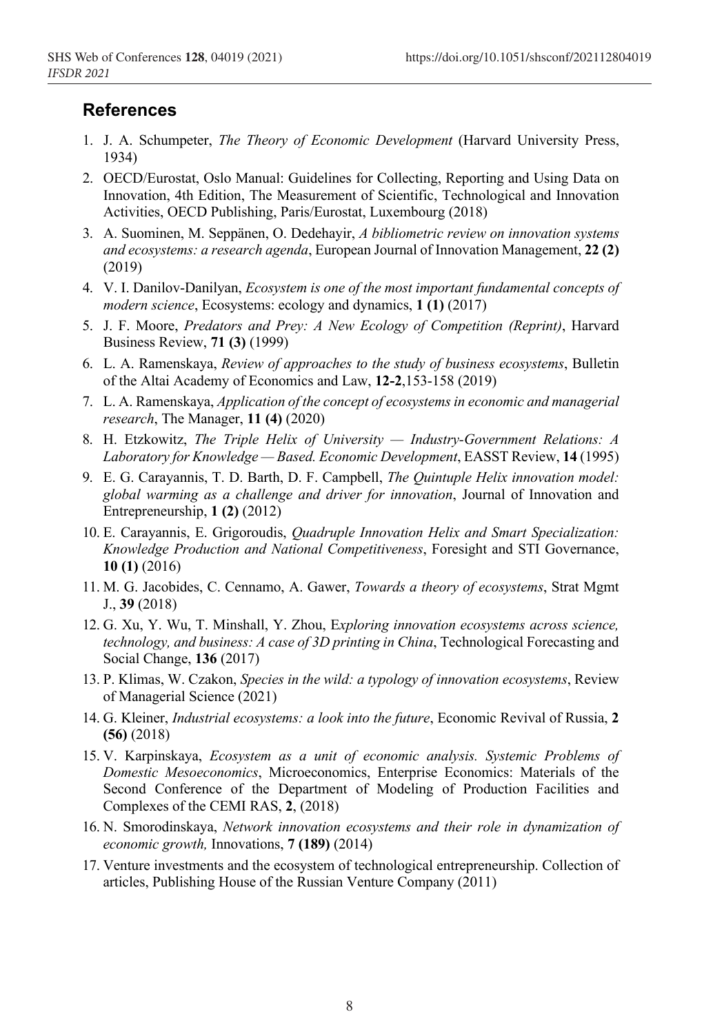## References

1. J. A. Schumpeter, *The Theory of Economic Development* (Harvard University Press, 1934)
2. OECD/Eurostat, Oslo Manual: Guidelines for Collecting, Reporting and Using Data on Innovation, 4th Edition, The Measurement of Scientific, Technological and Innovation Activities, OECD Publishing, Paris/Eurostat, Luxembourg (2018)
3. A. Suominen, M. Seppänen, O. Dedehayir, *A bibliometric review on innovation systems and ecosystems: a research agenda*, European Journal of Innovation Management, **22 (2)** (2019)
4. V. I. Danilov-Danilyan, *Ecosystem is one of the most important fundamental concepts of modern science*, Ecosystems: ecology and dynamics, **1 (1)** (2017)
5. J. F. Moore, *Predators and Prey: A New Ecology of Competition (Reprint)*, Harvard Business Review, **71 (3)** (1999)
6. L. A. Ramenskaya, *Review of approaches to the study of business ecosystems*, Bulletin of the Altai Academy of Economics and Law, **12-2**,153-158 (2019)
7. L. A. Ramenskaya, *Application of the concept of ecosystems in economic and managerial research*, The Manager, **11 (4)** (2020)
8. H. Etzkowitz, *The Triple Helix of University — Industry-Government Relations: A Laboratory for Knowledge — Based. Economic Development*, EASST Review, **14** (1995)
9. E. G. Carayannis, T. D. Barth, D. F. Campbell, *The Quintuple Helix innovation model: global warming as a challenge and driver for innovation*, Journal of Innovation and Entrepreneurship, **1 (2)** (2012)
10. E. Carayannis, E. Grigoroudis, *Quadruple Innovation Helix and Smart Specialization: Knowledge Production and National Competitiveness*, Foresight and STI Governance, **10 (1)** (2016)
11. M. G. Jacobides, C. Cennamo, A. Gawer, *Towards a theory of ecosystems*, Strat Mgmt J., **39** (2018)
12. G. Xu, Y. Wu, T. Minshall, Y. Zhou, E*xploring innovation ecosystems across science, technology, and business: A case of 3D printing in China*, Technological Forecasting and Social Change, **136** (2017)
13. P. Klimas, W. Czakon, *Species in the wild: a typology of innovation ecosystems*, Review of Managerial Science (2021)
14. G. Kleiner, *Industrial ecosystems: a look into the future*, Economic Revival of Russia, **2 (56)** (2018)
15. V. Karpinskaya, *Ecosystem as a unit of economic analysis. Systemic Problems of Domestic Mesoeconomics*, Microeconomics, Enterprise Economics: Materials of the Second Conference of the Department of Modeling of Production Facilities and Complexes of the CEMI RAS, **2**, (2018)
16. N. Smorodinskaya, *Network innovation ecosystems and their role in dynamization of economic growth,* Innovations, **7 (189)** (2014)
17. Venture investments and the ecosystem of technological entrepreneurship. Collection of articles, Publishing House of the Russian Venture Company (2011)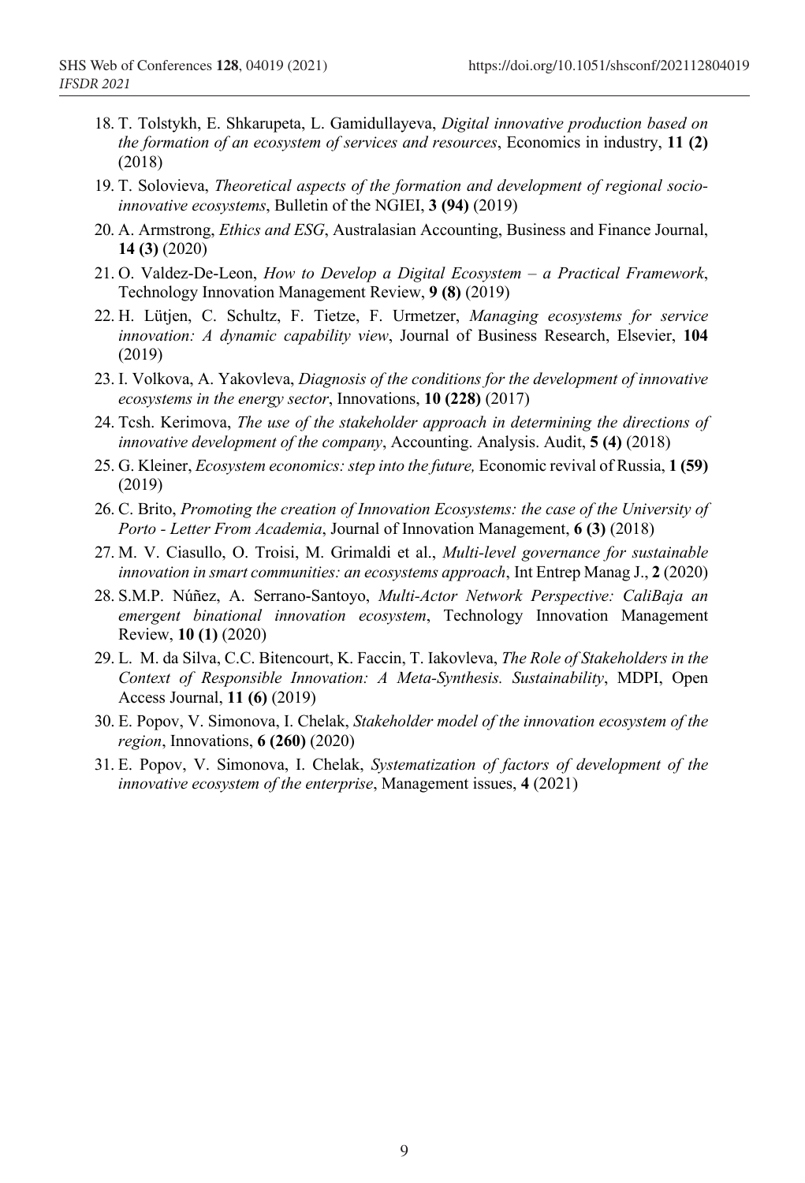18. T. Tolstykh, E. Shkarupeta, L. Gamidullayeva, *Digital innovative production based on the formation of an ecosystem of services and resources*, Economics in industry, **11 (2)** (2018)
19. T. Solovieva, *Theoretical aspects of the formation and development of regional socio-innovative ecosystems*, Bulletin of the NGIEI, **3 (94)** (2019)
20. A. Armstrong, *Ethics and ESG*, Australasian Accounting, Business and Finance Journal, **14 (3)** (2020)
21. O. Valdez-De-Leon, *How to Develop a Digital Ecosystem – a Practical Framework*, Technology Innovation Management Review, **9 (8)** (2019)
22. H. Lütjen, C. Schultz, F. Tietze, F. Urmetzer, *Managing ecosystems for service innovation: A dynamic capability view*, Journal of Business Research, Elsevier, **104** (2019)
23. I. Volkova, A. Yakovleva, *Diagnosis of the conditions for the development of innovative ecosystems in the energy sector*, Innovations, **10 (228)** (2017)
24. Tcsh. Kerimova, *The use of the stakeholder approach in determining the directions of innovative development of the company*, Accounting. Analysis. Audit, **5 (4)** (2018)
25. G. Kleiner, *Ecosystem economics: step into the future,* Economic revival of Russia, **1 (59)** (2019)
26. C. Brito, *Promoting the creation of Innovation Ecosystems: the case of the University of Porto - Letter From Academia*, Journal of Innovation Management, **6 (3)** (2018)
27. M. V. Ciasullo, O. Troisi, M. Grimaldi et al., *Multi-level governance for sustainable innovation in smart communities: an ecosystems approach*, Int Entrep Manag J., **2** (2020)
28. S.M.P. Núñez, A. Serrano-Santoyo, *Multi-Actor Network Perspective: CaliBaja an emergent binational innovation ecosystem*, Technology Innovation Management Review, **10 (1)** (2020)
29. L. M. da Silva, C.C. Bitencourt, K. Faccin, T. Iakovleva, *The Role of Stakeholders in the Context of Responsible Innovation: A Meta-Synthesis. Sustainability*, MDPI, Open Access Journal, **11 (6)** (2019)
30. E. Popov, V. Simonova, I. Chelak, *Stakeholder model of the innovation ecosystem of the region*, Innovations, **6 (260)** (2020)
31. E. Popov, V. Simonova, I. Chelak, *Systematization of factors of development of the innovative ecosystem of the enterprise*, Management issues, **4** (2021)